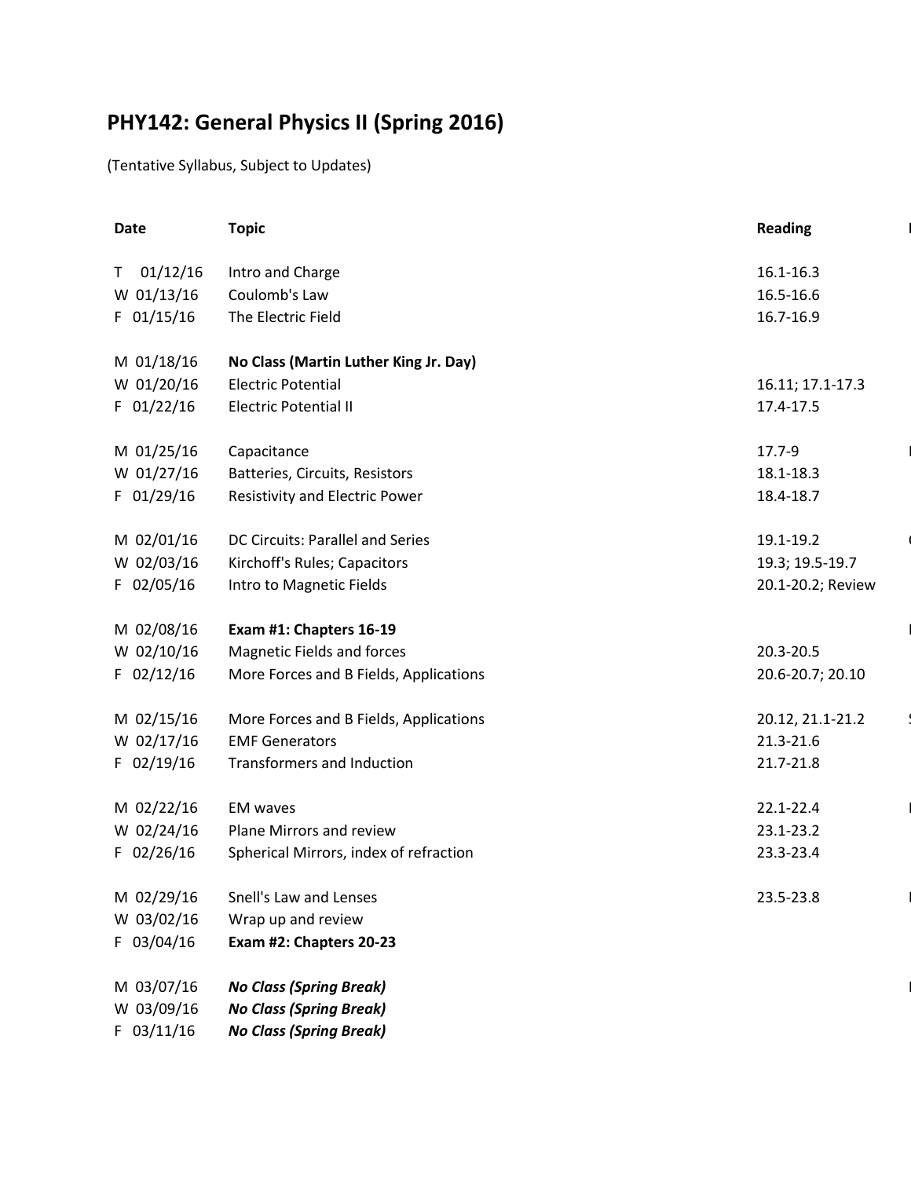# PHY142: General Physics II (Spring 2016)

(Tentative Syllabus, Subject to Updates)

| Date | Topic | Reading |
|---|---|---|
| T 01/12/16 | Intro and Charge | 16.1-16.3 |
| W 01/13/16 | Coulomb's Law | 16.5-16.6 |
| F 01/15/16 | The Electric Field | 16.7-16.9 |
| M 01/18/16 | **No Class (Martin Luther King Jr. Day)** | |
| W 01/20/16 | Electric Potential | 16.11; 17.1-17.3 |
| F 01/22/16 | Electric Potential II | 17.4-17.5 |
| M 01/25/16 | Capacitance | 17.7-9 |
| W 01/27/16 | Batteries, Circuits, Resistors | 18.1-18.3 |
| F 01/29/16 | Resistivity and Electric Power | 18.4-18.7 |
| M 02/01/16 | DC Circuits: Parallel and Series | 19.1-19.2 |
| W 02/03/16 | Kirchoff's Rules; Capacitors | 19.3; 19.5-19.7 |
| F 02/05/16 | Intro to Magnetic Fields | 20.1-20.2; Review |
| M 02/08/16 | **Exam #1: Chapters 16-19** | |
| W 02/10/16 | Magnetic Fields and forces | 20.3-20.5 |
| F 02/12/16 | More Forces and B Fields, Applications | 20.6-20.7; 20.10 |
| M 02/15/16 | More Forces and B Fields, Applications | 20.12, 21.1-21.2 |
| W 02/17/16 | EMF Generators | 21.3-21.6 |
| F 02/19/16 | Transformers and Induction | 21.7-21.8 |
| M 02/22/16 | EM waves | 22.1-22.4 |
| W 02/24/16 | Plane Mirrors and review | 23.1-23.2 |
| F 02/26/16 | Spherical Mirrors, index of refraction | 23.3-23.4 |
| M 02/29/16 | Snell's Law and Lenses | 23.5-23.8 |
| W 03/02/16 | Wrap up and review | |
| F 03/04/16 | **Exam #2: Chapters 20-23** | |
| M 03/07/16 | ***No Class (Spring Break)*** | |
| W 03/09/16 | ***No Class (Spring Break)*** | |
| F 03/11/16 | ***No Class (Spring Break)*** | |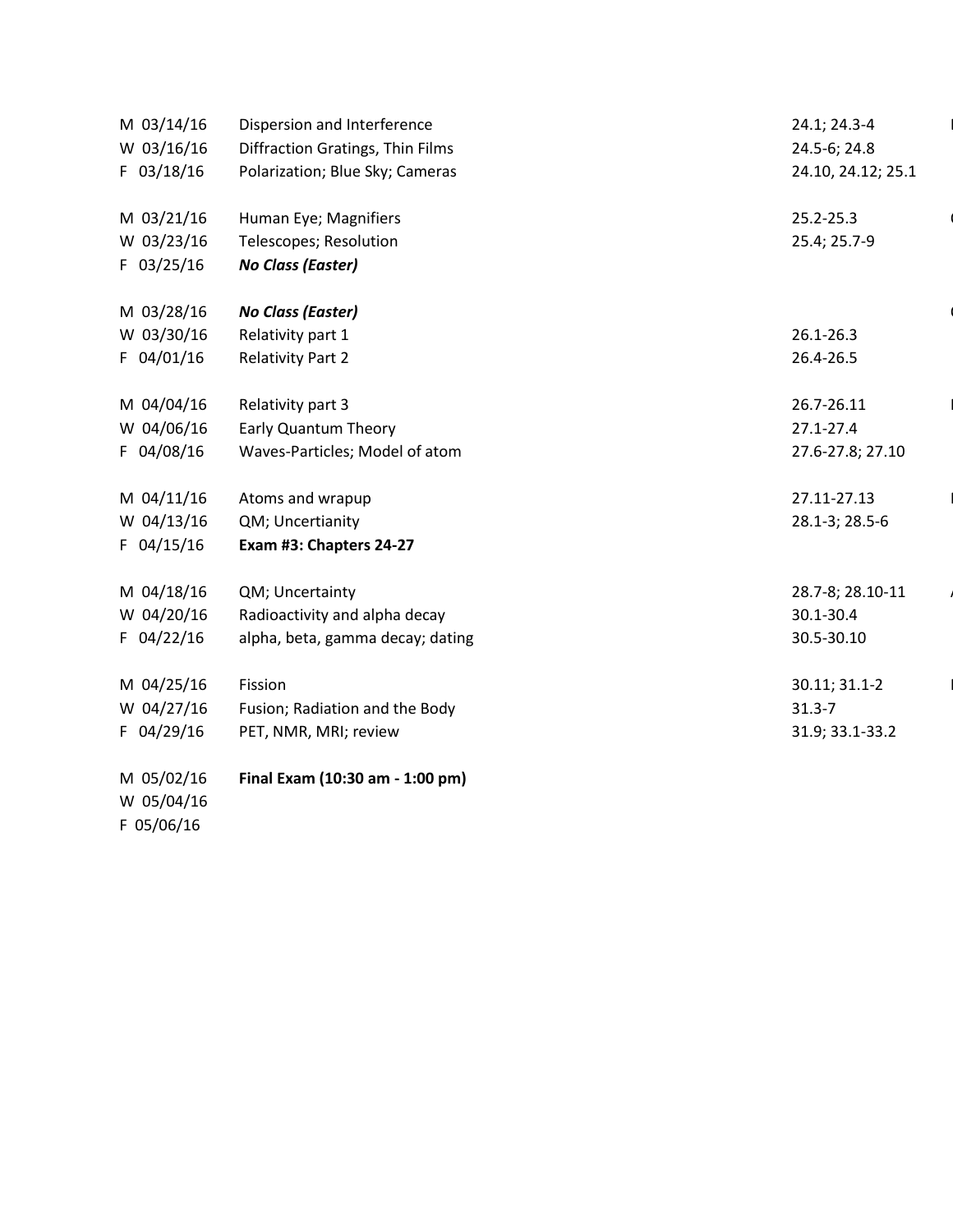| | | |
|---|---|---|
| M 03/14/16 | Dispersion and Interference | 24.1; 24.3-4 |
| W 03/16/16 | Diffraction Gratings, Thin Films | 24.5-6; 24.8 |
| F 03/18/16 | Polarization; Blue Sky; Cameras | 24.10, 24.12; 25.1 |
| M 03/21/16 | Human Eye; Magnifiers | 25.2-25.3 |
| W 03/23/16 | Telescopes; Resolution | 25.4; 25.7-9 |
| F 03/25/16 | ***No Class (Easter)*** | |
| M 03/28/16 | ***No Class (Easter)*** | |
| W 03/30/16 | Relativity part 1 | 26.1-26.3 |
| F 04/01/16 | Relativity Part 2 | 26.4-26.5 |
| M 04/04/16 | Relativity part 3 | 26.7-26.11 |
| W 04/06/16 | Early Quantum Theory | 27.1-27.4 |
| F 04/08/16 | Waves-Particles; Model of atom | 27.6-27.8; 27.10 |
| M 04/11/16 | Atoms and wrapup | 27.11-27.13 |
| W 04/13/16 | QM; Uncertianity | 28.1-3; 28.5-6 |
| F 04/15/16 | **Exam #3: Chapters 24-27** | |
| M 04/18/16 | QM; Uncertainty | 28.7-8; 28.10-11 |
| W 04/20/16 | Radioactivity and alpha decay | 30.1-30.4 |
| F 04/22/16 | alpha, beta, gamma decay; dating | 30.5-30.10 |
| M 04/25/16 | Fission | 30.11; 31.1-2 |
| W 04/27/16 | Fusion; Radiation and the Body | 31.3-7 |
| F 04/29/16 | PET, NMR, MRI; review | 31.9; 33.1-33.2 |
| M 05/02/16 | **Final Exam (10:30 am - 1:00 pm)** | |
| W 05/04/16 | | |
| F 05/06/16 | | |